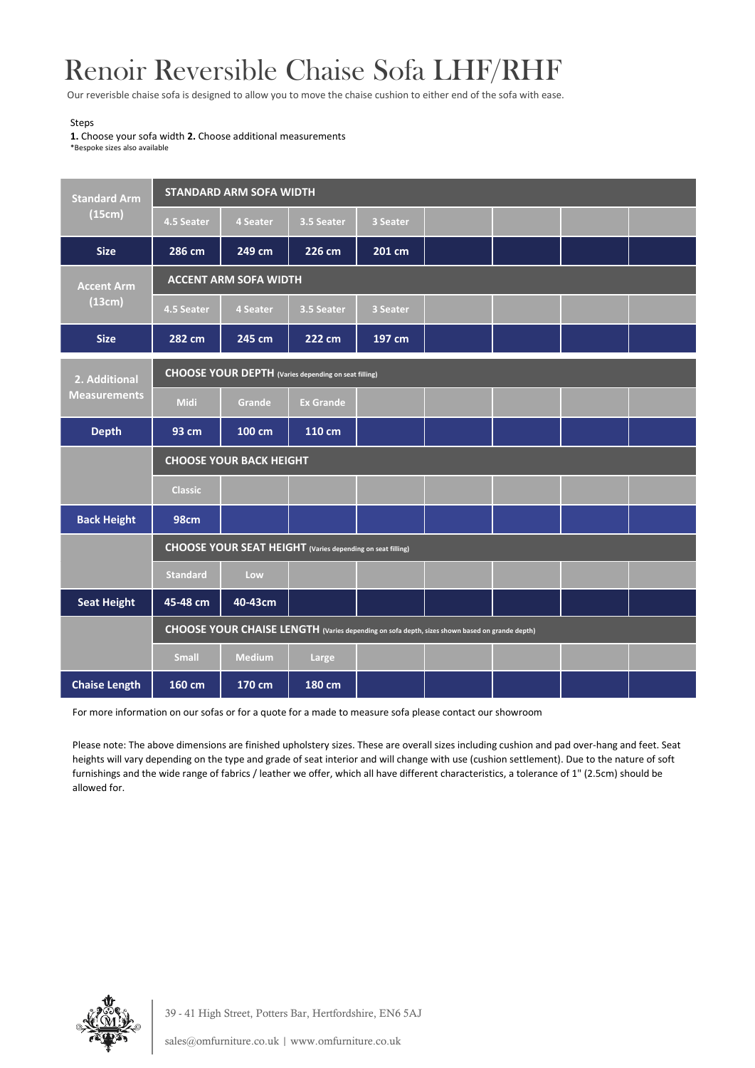# Renoir Reversible Chaise Sofa LHF/RHF

Our reversible chaise sofa is designed to allow you to move the chaise cushion to either end of the sofa with ease.

Steps

**1.** Choose your sofa width **2.** Choose additional measurements

*Bespoke sizes also available

| Standard Arm (15cm) | STANDARD ARM SOFA WIDTH | | | | | | | |
|---|---|---|---|---|---|---|---|---|
| | 4.5 Seater | 4 Seater | 3.5 Seater | 3 Seater | | | | |
| **Size** | 286 cm | 249 cm | 226 cm | 201 cm | | | | |
| **Accent Arm (13cm)** | **ACCENT ARM SOFA WIDTH** | | | | | | | |
| | 4.5 Seater | 4 Seater | 3.5 Seater | 3 Seater | | | | |
| **Size** | 282 cm | 245 cm | 222 cm | 197 cm | | | | |
| **2. Additional Measurements** | **CHOOSE YOUR DEPTH** (Varies depending on seat filling) | | | | | | | |
| | Midi | Grande | Ex Grande | | | | | |
| **Depth** | 93 cm | 100 cm | 110 cm | | | | | |
| | **CHOOSE YOUR BACK HEIGHT** | | | | | | | |
| | Classic | | | | | | | |
| **Back Height** | 98cm | | | | | | | |
| | **CHOOSE YOUR SEAT HEIGHT** (Varies depending on seat filling) | | | | | | | |
| | Standard | Low | | | | | | |
| **Seat Height** | 45-48 cm | 40-43cm | | | | | | |
| | **CHOOSE YOUR CHAISE LENGTH** (Varies depending on sofa depth, sizes shown based on grande depth) | | | | | | | |
| | Small | Medium | Large | | | | | |
| **Chaise Length** | 160 cm | 170 cm | 180 cm | | | | | |

For more information on our sofas or for a quote for a made to measure sofa please contact our showroom

Please note: The above dimensions are finished upholstery sizes. These are overall sizes including cushion and pad over-hang and feet. Seat heights will vary depending on the type and grade of seat interior and will change with use (cushion settlement). Due to the nature of soft furnishings and the wide range of fabrics / leather we offer, which all have different characteristics, a tolerance of 1" (2.5cm) should be allowed for.

39 - 41 High Street, Potters Bar, Hertfordshire, EN6 5AJ

sales@omfurniture.co.uk | www.omfurniture.co.uk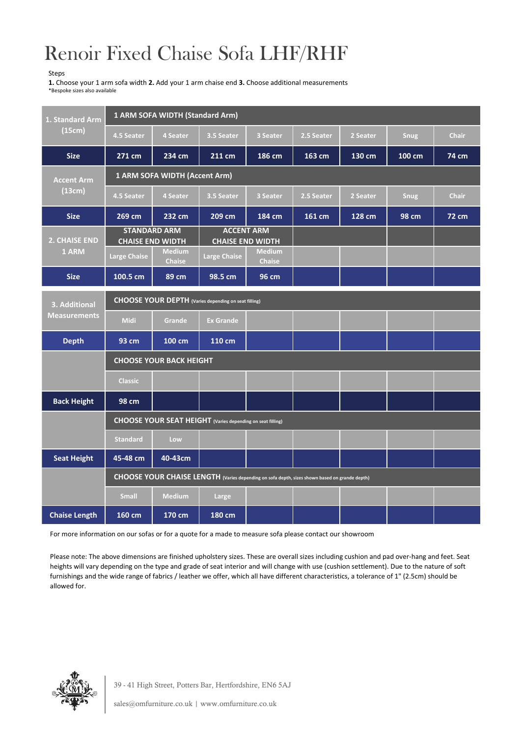# Renoir Fixed Chaise Sofa LHF/RHF

Steps

**1.** Choose your 1 arm sofa width **2.** Add your 1 arm chaise end **3.** Choose additional measurements

*Bespoke sizes also available

| | | | | | | | | |
|---|---|---|---|---|---|---|---|---|
| **1. Standard Arm (15cm)** | **1 ARM SOFA WIDTH (Standard Arm)** | | | | | | | |
| | 4.5 Seater | 4 Seater | 3.5 Seater | 3 Seater | 2.5 Seater | 2 Seater | Snug | Chair |
| **Size** | 271 cm | 234 cm | 211 cm | 186 cm | 163 cm | 130 cm | 100 cm | 74 cm |
| **Accent Arm (13cm)** | **1 ARM SOFA WIDTH (Accent Arm)** | | | | | | | |
| | 4.5 Seater | 4 Seater | 3.5 Seater | 3 Seater | 2.5 Seater | 2 Seater | Snug | Chair |
| **Size** | 269 cm | 232 cm | 209 cm | 184 cm | 161 cm | 128 cm | 98 cm | 72 cm |
| **2. CHAISE END 1 ARM** | **STANDARD ARM CHAISE END WIDTH** | | **ACCENT ARM CHAISE END WIDTH** | | | | | |
| | Large Chaise | Medium Chaise | Large Chaise | Medium Chaise | | | | |
| **Size** | 100.5 cm | 89 cm | 98.5 cm | 96 cm | | | | |
| **3. Additional Measurements** | **CHOOSE YOUR DEPTH** (Varies depending on seat filling) | | | | | | | |
| | Midi | Grande | Ex Grande | | | | | |
| **Depth** | 93 cm | 100 cm | 110 cm | | | | | |
| | **CHOOSE YOUR BACK HEIGHT** | | | | | | | |
| | Classic | | | | | | | |
| **Back Height** | 98 cm | | | | | | | |
| | **CHOOSE YOUR SEAT HEIGHT** (Varies depending on seat filling) | | | | | | | |
| | Standard | Low | | | | | | |
| **Seat Height** | 45-48 cm | 40-43cm | | | | | | |
| | **CHOOSE YOUR CHAISE LENGTH** (Varies depending on sofa depth, sizes shown based on grande depth) | | | | | | | |
| | Small | Medium | Large | | | | | |
| **Chaise Length** | 160 cm | 170 cm | 180 cm | | | | | |

For more information on our sofas or for a quote for a made to measure sofa please contact our showroom

Please note: The above dimensions are finished upholstery sizes. These are overall sizes including cushion and pad over-hang and feet. Seat heights will vary depending on the type and grade of seat interior and will change with use (cushion settlement). Due to the nature of soft furnishings and the wide range of fabrics / leather we offer, which all have different characteristics, a tolerance of 1" (2.5cm) should be allowed for.

39 - 41 High Street, Potters Bar, Hertfordshire, EN6 5AJ

sales@omfurniture.co.uk | www.omfurniture.co.uk